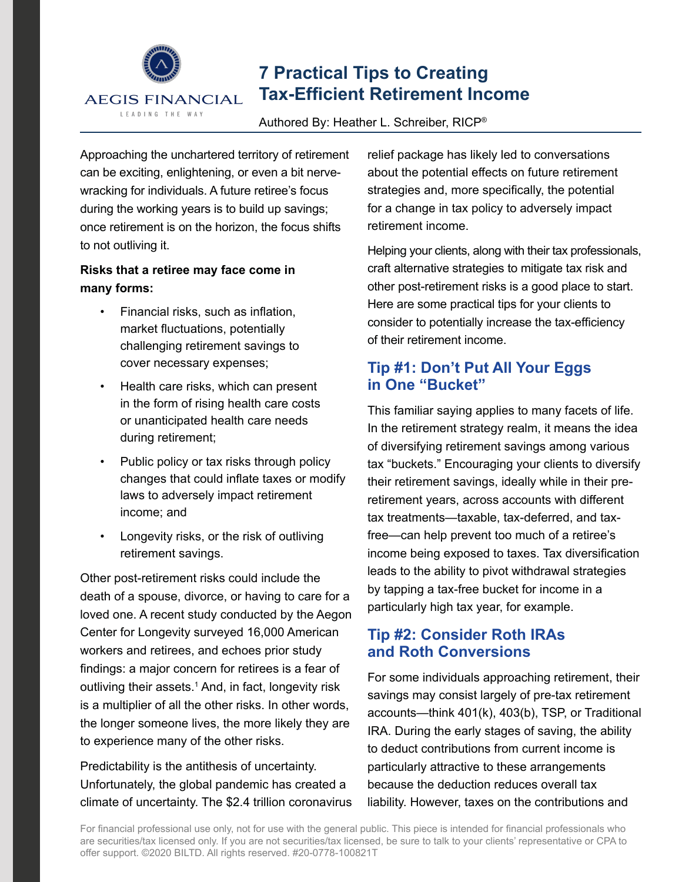AEGIS FINANCIAL

LEADING THE WAY

# 7 Practical Tips to Creating Tax-Efficient Retirement Income

Authored By: Heather L. Schreiber, RICP®

Approaching the unchartered territory of retirement can be exciting, enlightening, or even a bit nerve-wracking for individuals. A future retiree's focus during the working years is to build up savings; once retirement is on the horizon, the focus shifts to not outliving it.

**Risks that a retiree may face come in many forms:**

- Financial risks, such as inflation, market fluctuations, potentially challenging retirement savings to cover necessary expenses;
- Health care risks, which can present in the form of rising health care costs or unanticipated health care needs during retirement;
- Public policy or tax risks through policy changes that could inflate taxes or modify laws to adversely impact retirement income; and
- Longevity risks, or the risk of outliving retirement savings.

Other post-retirement risks could include the death of a spouse, divorce, or having to care for a loved one. A recent study conducted by the Aegon Center for Longevity surveyed 16,000 American workers and retirees, and echoes prior study findings: a major concern for retirees is a fear of outliving their assets.[1] And, in fact, longevity risk is a multiplier of all the other risks. In other words, the longer someone lives, the more likely they are to experience many of the other risks.

Predictability is the antithesis of uncertainty. Unfortunately, the global pandemic has created a climate of uncertainty. The $2.4 trillion coronavirus relief package has likely led to conversations about the potential effects on future retirement strategies and, more specifically, the potential for a change in tax policy to adversely impact retirement income.

Helping your clients, along with their tax professionals, craft alternative strategies to mitigate tax risk and other post-retirement risks is a good place to start. Here are some practical tips for your clients to consider to potentially increase the tax-efficiency of their retirement income.

## Tip #1: Don't Put All Your Eggs in One "Bucket"

This familiar saying applies to many facets of life. In the retirement strategy realm, it means the idea of diversifying retirement savings among various tax "buckets." Encouraging your clients to diversify their retirement savings, ideally while in their pre-retirement years, across accounts with different tax treatments—taxable, tax-deferred, and tax-free—can help prevent too much of a retiree's income being exposed to taxes. Tax diversification leads to the ability to pivot withdrawal strategies by tapping a tax-free bucket for income in a particularly high tax year, for example.

## Tip #2: Consider Roth IRAs and Roth Conversions

For some individuals approaching retirement, their savings may consist largely of pre-tax retirement accounts—think 401(k), 403(b), TSP, or Traditional IRA. During the early stages of saving, the ability to deduct contributions from current income is particularly attractive to these arrangements because the deduction reduces overall tax liability. However, taxes on the contributions and

For financial professional use only, not for use with the general public. This piece is intended for financial professionals who are securities/tax licensed only. If you are not securities/tax licensed, be sure to talk to your clients' representative or CPA to offer support. ©2020 BILTD. All rights reserved. #20-0778-100821T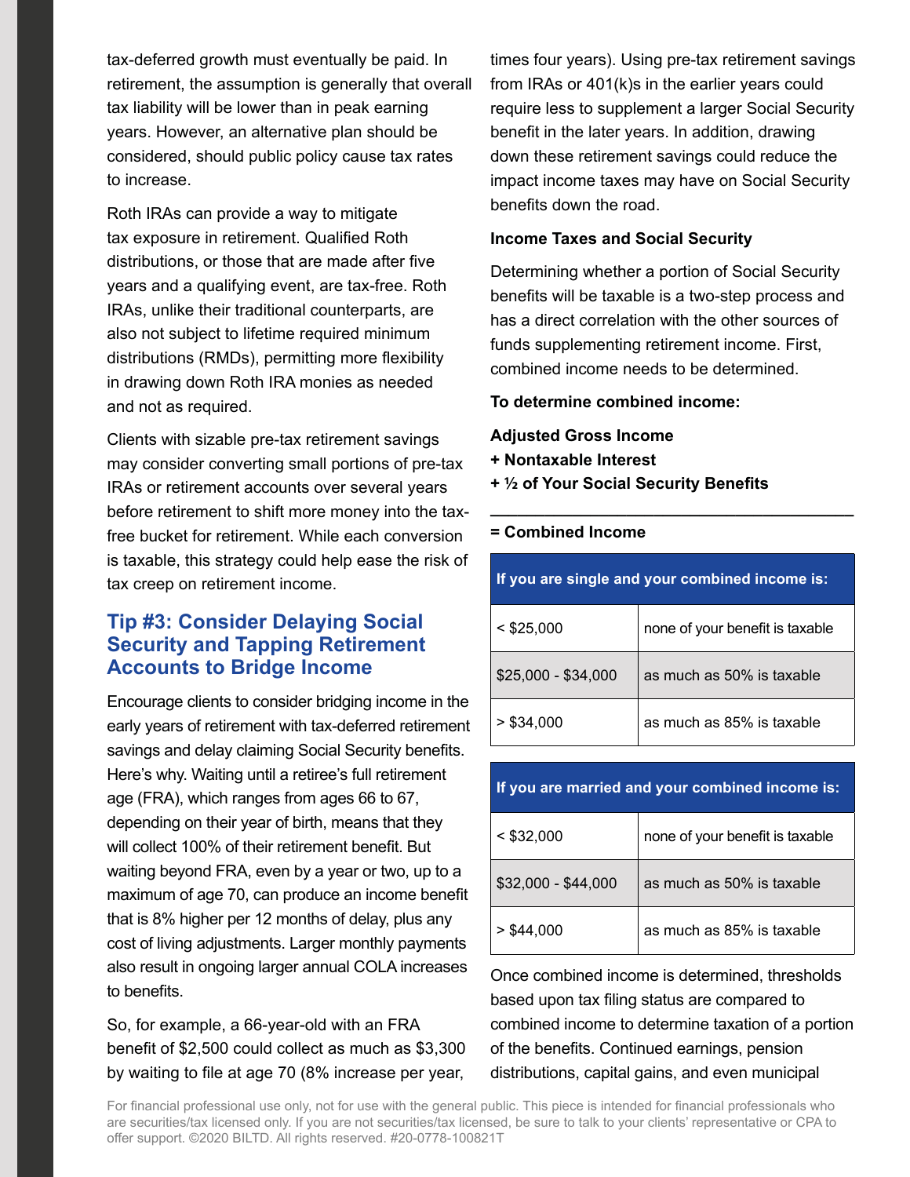tax-deferred growth must eventually be paid. In retirement, the assumption is generally that overall tax liability will be lower than in peak earning years. However, an alternative plan should be considered, should public policy cause tax rates to increase.

Roth IRAs can provide a way to mitigate tax exposure in retirement. Qualified Roth distributions, or those that are made after five years and a qualifying event, are tax-free. Roth IRAs, unlike their traditional counterparts, are also not subject to lifetime required minimum distributions (RMDs), permitting more flexibility in drawing down Roth IRA monies as needed and not as required.

Clients with sizable pre-tax retirement savings may consider converting small portions of pre-tax IRAs or retirement accounts over several years before retirement to shift more money into the tax-free bucket for retirement. While each conversion is taxable, this strategy could help ease the risk of tax creep on retirement income.

## Tip #3: Consider Delaying Social Security and Tapping Retirement Accounts to Bridge Income

Encourage clients to consider bridging income in the early years of retirement with tax-deferred retirement savings and delay claiming Social Security benefits. Here's why. Waiting until a retiree's full retirement age (FRA), which ranges from ages 66 to 67, depending on their year of birth, means that they will collect 100% of their retirement benefit. But waiting beyond FRA, even by a year or two, up to a maximum of age 70, can produce an income benefit that is 8% higher per 12 months of delay, plus any cost of living adjustments. Larger monthly payments also result in ongoing larger annual COLA increases to benefits.

So, for example, a 66-year-old with an FRA benefit of $2,500 could collect as much as $3,300 by waiting to file at age 70 (8% increase per year, times four years). Using pre-tax retirement savings from IRAs or 401(k)s in the earlier years could require less to supplement a larger Social Security benefit in the later years. In addition, drawing down these retirement savings could reduce the impact income taxes may have on Social Security benefits down the road.

**Income Taxes and Social Security**

Determining whether a portion of Social Security benefits will be taxable is a two-step process and has a direct correlation with the other sources of funds supplementing retirement income. First, combined income needs to be determined.

**To determine combined income:**

**Adjusted Gross Income**
**+ Nontaxable Interest**
**+ ½ of Your Social Security Benefits**

---

**= Combined Income**

| If you are single and your combined income is: | |
|---|---|
| < $25,000 | none of your benefit is taxable |
| $25,000 - $34,000 | as much as 50% is taxable |
| > $34,000 | as much as 85% is taxable |

| If you are married and your combined income is: | |
|---|---|
| < $32,000 | none of your benefit is taxable |
| $32,000 - $44,000 | as much as 50% is taxable |
| > $44,000 | as much as 85% is taxable |

Once combined income is determined, thresholds based upon tax filing status are compared to combined income to determine taxation of a portion of the benefits. Continued earnings, pension distributions, capital gains, and even municipal

For financial professional use only, not for use with the general public. This piece is intended for financial professionals who are securities/tax licensed only. If you are not securities/tax licensed, be sure to talk to your clients' representative or CPA to offer support. ©2020 BILTD. All rights reserved. #20-0778-100821T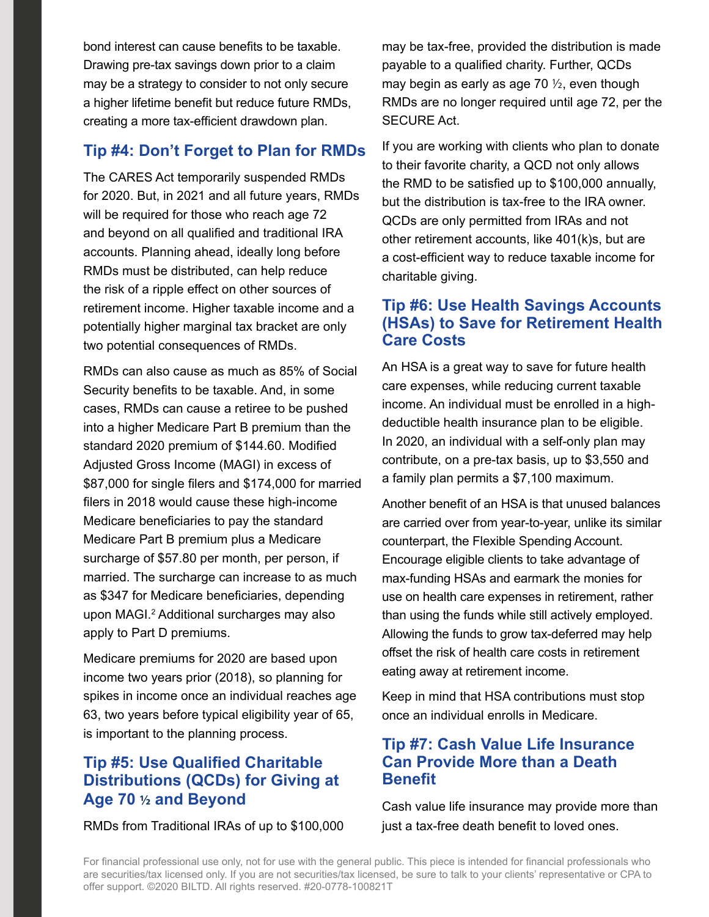bond interest can cause benefits to be taxable. Drawing pre-tax savings down prior to a claim may be a strategy to consider to not only secure a higher lifetime benefit but reduce future RMDs, creating a more tax-efficient drawdown plan.

## Tip #4: Don't Forget to Plan for RMDs

The CARES Act temporarily suspended RMDs for 2020. But, in 2021 and all future years, RMDs will be required for those who reach age 72 and beyond on all qualified and traditional IRA accounts. Planning ahead, ideally long before RMDs must be distributed, can help reduce the risk of a ripple effect on other sources of retirement income. Higher taxable income and a potentially higher marginal tax bracket are only two potential consequences of RMDs.

RMDs can also cause as much as 85% of Social Security benefits to be taxable. And, in some cases, RMDs can cause a retiree to be pushed into a higher Medicare Part B premium than the standard 2020 premium of $144.60. Modified Adjusted Gross Income (MAGI) in excess of $87,000 for single filers and $174,000 for married filers in 2018 would cause these high-income Medicare beneficiaries to pay the standard Medicare Part B premium plus a Medicare surcharge of $57.80 per month, per person, if married. The surcharge can increase to as much as $347 for Medicare beneficiaries, depending upon MAGI.[2] Additional surcharges may also apply to Part D premiums.

Medicare premiums for 2020 are based upon income two years prior (2018), so planning for spikes in income once an individual reaches age 63, two years before typical eligibility year of 65, is important to the planning process.

## Tip #5: Use Qualified Charitable Distributions (QCDs) for Giving at Age 70 ½ and Beyond

RMDs from Traditional IRAs of up to $100,000 may be tax-free, provided the distribution is made payable to a qualified charity. Further, QCDs may begin as early as age 70 ½, even though RMDs are no longer required until age 72, per the SECURE Act.

If you are working with clients who plan to donate to their favorite charity, a QCD not only allows the RMD to be satisfied up to $100,000 annually, but the distribution is tax-free to the IRA owner. QCDs are only permitted from IRAs and not other retirement accounts, like 401(k)s, but are a cost-efficient way to reduce taxable income for charitable giving.

## Tip #6: Use Health Savings Accounts (HSAs) to Save for Retirement Health Care Costs

An HSA is a great way to save for future health care expenses, while reducing current taxable income. An individual must be enrolled in a high-deductible health insurance plan to be eligible. In 2020, an individual with a self-only plan may contribute, on a pre-tax basis, up to $3,550 and a family plan permits a $7,100 maximum.

Another benefit of an HSA is that unused balances are carried over from year-to-year, unlike its similar counterpart, the Flexible Spending Account. Encourage eligible clients to take advantage of max-funding HSAs and earmark the monies for use on health care expenses in retirement, rather than using the funds while still actively employed. Allowing the funds to grow tax-deferred may help offset the risk of health care costs in retirement eating away at retirement income.

Keep in mind that HSA contributions must stop once an individual enrolls in Medicare.

## Tip #7: Cash Value Life Insurance Can Provide More than a Death Benefit

Cash value life insurance may provide more than just a tax-free death benefit to loved ones.

For financial professional use only, not for use with the general public. This piece is intended for financial professionals who are securities/tax licensed only. If you are not securities/tax licensed, be sure to talk to your clients' representative or CPA to offer support. ©2020 BILTD. All rights reserved. #20-0778-100821T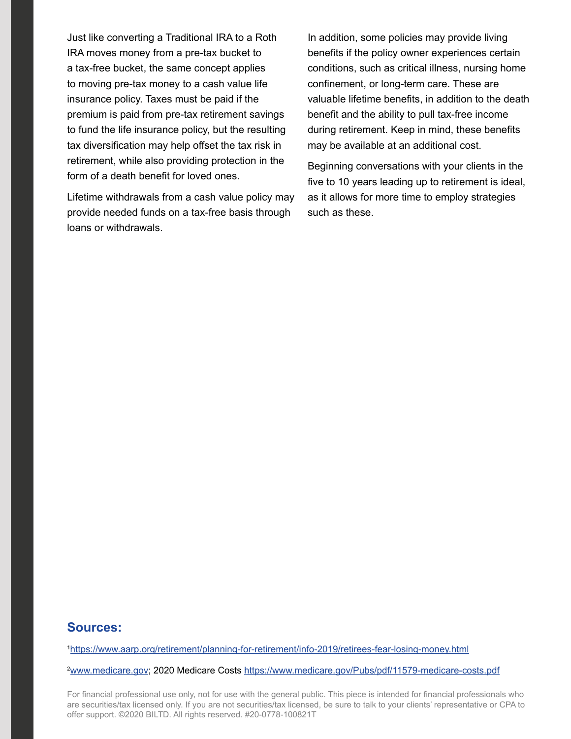Just like converting a Traditional IRA to a Roth IRA moves money from a pre-tax bucket to a tax-free bucket, the same concept applies to moving pre-tax money to a cash value life insurance policy. Taxes must be paid if the premium is paid from pre-tax retirement savings to fund the life insurance policy, but the resulting tax diversification may help offset the tax risk in retirement, while also providing protection in the form of a death benefit for loved ones.

Lifetime withdrawals from a cash value policy may provide needed funds on a tax-free basis through loans or withdrawals.

In addition, some policies may provide living benefits if the policy owner experiences certain conditions, such as critical illness, nursing home confinement, or long-term care. These are valuable lifetime benefits, in addition to the death benefit and the ability to pull tax-free income during retirement. Keep in mind, these benefits may be available at an additional cost.

Beginning conversations with your clients in the five to 10 years leading up to retirement is ideal, as it allows for more time to employ strategies such as these.

## Sources:

[1] https://www.aarp.org/retirement/planning-for-retirement/info-2019/retirees-fear-losing-money.html

[2] www.medicare.gov; 2020 Medicare Costs https://www.medicare.gov/Pubs/pdf/11579-medicare-costs.pdf

For financial professional use only, not for use with the general public. This piece is intended for financial professionals who are securities/tax licensed only. If you are not securities/tax licensed, be sure to talk to your clients' representative or CPA to offer support. ©2020 BILTD. All rights reserved. #20-0778-100821T